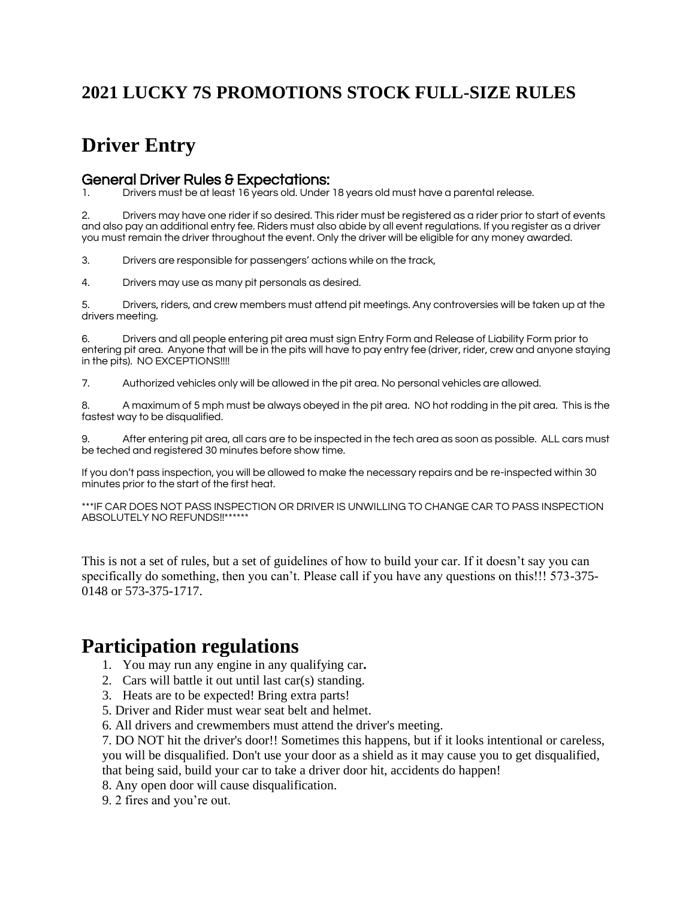## 2021 LUCKY 7S PROMOTIONS STOCK FULL-SIZE RULES

# Driver Entry

### General Driver Rules & Expectations:

1. Drivers must be at least 16 years old. Under 18 years old must have a parental release.

2. Drivers may have one rider if so desired. This rider must be registered as a rider prior to start of events and also pay an additional entry fee. Riders must also abide by all event regulations. If you register as a driver you must remain the driver throughout the event. Only the driver will be eligible for any money awarded.

3. Drivers are responsible for passengers' actions while on the track,

4. Drivers may use as many pit personals as desired.

5. Drivers, riders, and crew members must attend pit meetings. Any controversies will be taken up at the drivers meeting.

6. Drivers and all people entering pit area must sign Entry Form and Release of Liability Form prior to entering pit area. Anyone that will be in the pits will have to pay entry fee (driver, rider, crew and anyone staying in the pits). NO EXCEPTIONS!!!!

7. Authorized vehicles only will be allowed in the pit area. No personal vehicles are allowed.

8. A maximum of 5 mph must be always obeyed in the pit area. NO hot rodding in the pit area. This is the fastest way to be disqualified.

9. After entering pit area, all cars are to be inspected in the tech area as soon as possible. ALL cars must be teched and registered 30 minutes before show time.

If you don't pass inspection, you will be allowed to make the necessary repairs and be re-inspected within 30 minutes prior to the start of the first heat.

***IF CAR DOES NOT PASS INSPECTION OR DRIVER IS UNWILLING TO CHANGE CAR TO PASS INSPECTION ABSOLUTELY NO REFUNDS!!******

This is not a set of rules, but a set of guidelines of how to build your car. If it doesn't say you can specifically do something, then you can't. Please call if you have any questions on this!!! 573-375-0148 or 573-375-1717.

# Participation regulations

1. You may run any engine in any qualifying car**.**
2. Cars will battle it out until last car(s) standing.
3. Heats are to be expected! Bring extra parts!

5. Driver and Rider must wear seat belt and helmet.
6. All drivers and crewmembers must attend the driver's meeting.
7. DO NOT hit the driver's door!! Sometimes this happens, but if it looks intentional or careless, you will be disqualified. Don't use your door as a shield as it may cause you to get disqualified, that being said, build your car to take a driver door hit, accidents do happen!
8. Any open door will cause disqualification.
9. 2 fires and you're out.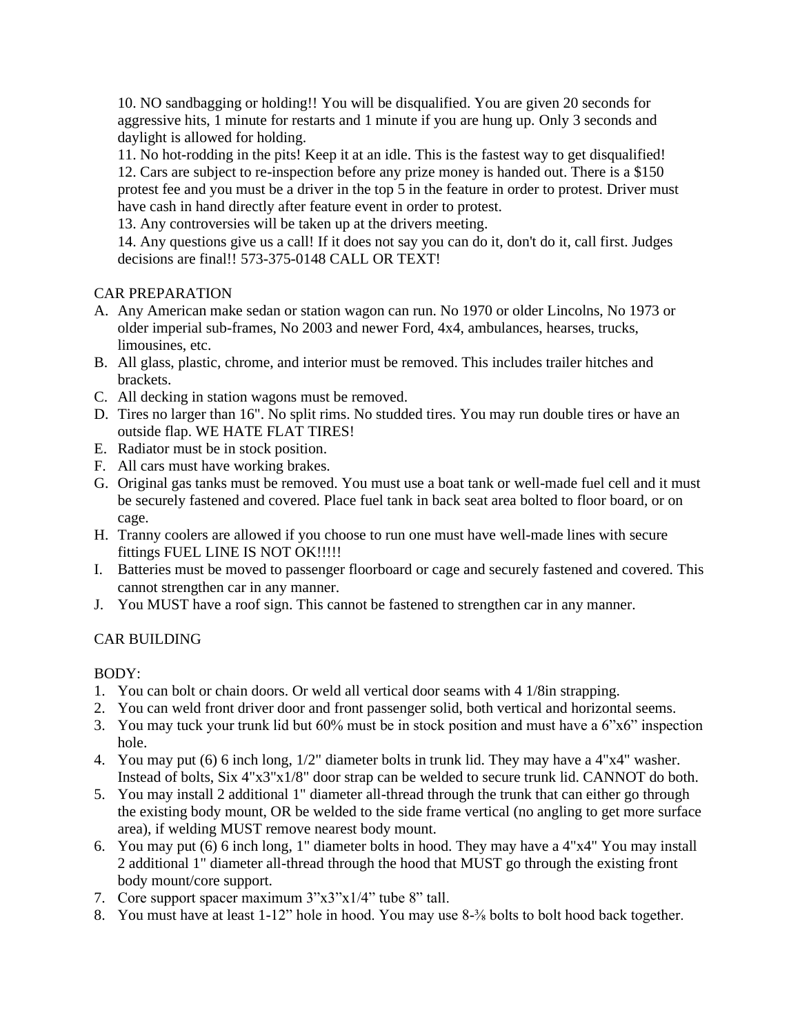10. NO sandbagging or holding!! You will be disqualified. You are given 20 seconds for aggressive hits, 1 minute for restarts and 1 minute if you are hung up. Only 3 seconds and daylight is allowed for holding.
11. No hot-rodding in the pits! Keep it at an idle. This is the fastest way to get disqualified!
12. Cars are subject to re-inspection before any prize money is handed out. There is a $150 protest fee and you must be a driver in the top 5 in the feature in order to protest. Driver must have cash in hand directly after feature event in order to protest.
13. Any controversies will be taken up at the drivers meeting.
14. Any questions give us a call! If it does not say you can do it, don't do it, call first. Judges decisions are final!! 573-375-0148 CALL OR TEXT!

CAR PREPARATION

A. Any American make sedan or station wagon can run. No 1970 or older Lincolns, No 1973 or older imperial sub-frames, No 2003 and newer Ford, 4x4, ambulances, hearses, trucks, limousines, etc.
B. All glass, plastic, chrome, and interior must be removed. This includes trailer hitches and brackets.
C. All decking in station wagons must be removed.
D. Tires no larger than 16". No split rims. No studded tires. You may run double tires or have an outside flap. WE HATE FLAT TIRES!
E. Radiator must be in stock position.
F. All cars must have working brakes.
G. Original gas tanks must be removed. You must use a boat tank or well-made fuel cell and it must be securely fastened and covered. Place fuel tank in back seat area bolted to floor board, or on cage.
H. Tranny coolers are allowed if you choose to run one must have well-made lines with secure fittings FUEL LINE IS NOT OK!!!!!
I. Batteries must be moved to passenger floorboard or cage and securely fastened and covered. This cannot strengthen car in any manner.
J. You MUST have a roof sign. This cannot be fastened to strengthen car in any manner.

CAR BUILDING

BODY:

1. You can bolt or chain doors. Or weld all vertical door seams with 4 1/8in strapping.
2. You can weld front driver door and front passenger solid, both vertical and horizontal seems.
3. You may tuck your trunk lid but 60% must be in stock position and must have a 6”x6” inspection hole.
4. You may put (6) 6 inch long, 1/2" diameter bolts in trunk lid. They may have a 4"x4" washer. Instead of bolts, Six 4"x3"x1/8" door strap can be welded to secure trunk lid. CANNOT do both.
5. You may install 2 additional 1" diameter all-thread through the trunk that can either go through the existing body mount, OR be welded to the side frame vertical (no angling to get more surface area), if welding MUST remove nearest body mount.
6. You may put (6) 6 inch long, 1" diameter bolts in hood. They may have a 4"x4" You may install 2 additional 1" diameter all-thread through the hood that MUST go through the existing front body mount/core support.
7. Core support spacer maximum 3”x3”x1/4” tube 8” tall.
8. You must have at least 1-12” hole in hood. You may use 8-⅜ bolts to bolt hood back together.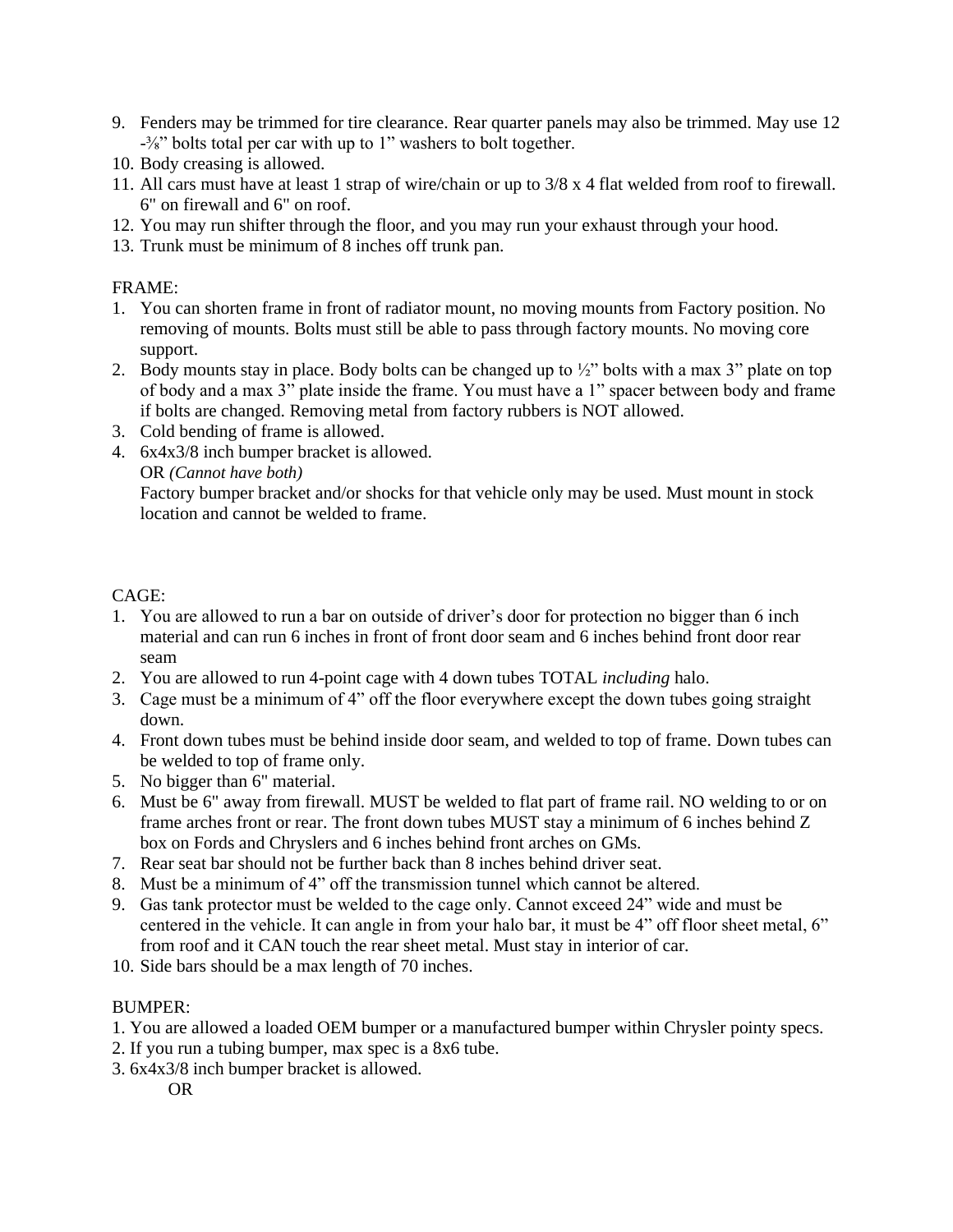9. Fenders may be trimmed for tire clearance. Rear quarter panels may also be trimmed. May use 12 -⅜" bolts total per car with up to 1" washers to bolt together.
10. Body creasing is allowed.
11. All cars must have at least 1 strap of wire/chain or up to 3/8 x 4 flat welded from roof to firewall. 6" on firewall and 6" on roof.
12. You may run shifter through the floor, and you may run your exhaust through your hood.
13. Trunk must be minimum of 8 inches off trunk pan.

FRAME:

1. You can shorten frame in front of radiator mount, no moving mounts from Factory position. No removing of mounts. Bolts must still be able to pass through factory mounts. No moving core support.
2. Body mounts stay in place. Body bolts can be changed up to ½" bolts with a max 3" plate on top of body and a max 3" plate inside the frame. You must have a 1" spacer between body and frame if bolts are changed. Removing metal from factory rubbers is NOT allowed.
3. Cold bending of frame is allowed.
4. 6x4x3/8 inch bumper bracket is allowed.
   OR *(Cannot have both)*
   Factory bumper bracket and/or shocks for that vehicle only may be used. Must mount in stock location and cannot be welded to frame.

CAGE:

1. You are allowed to run a bar on outside of driver's door for protection no bigger than 6 inch material and can run 6 inches in front of front door seam and 6 inches behind front door rear seam
2. You are allowed to run 4-point cage with 4 down tubes TOTAL *including* halo.
3. Cage must be a minimum of 4" off the floor everywhere except the down tubes going straight down.
4. Front down tubes must be behind inside door seam, and welded to top of frame. Down tubes can be welded to top of frame only.
5. No bigger than 6" material.
6. Must be 6" away from firewall. MUST be welded to flat part of frame rail. NO welding to or on frame arches front or rear. The front down tubes MUST stay a minimum of 6 inches behind Z box on Fords and Chryslers and 6 inches behind front arches on GMs.
7. Rear seat bar should not be further back than 8 inches behind driver seat.
8. Must be a minimum of 4" off the transmission tunnel which cannot be altered.
9. Gas tank protector must be welded to the cage only. Cannot exceed 24" wide and must be centered in the vehicle. It can angle in from your halo bar, it must be 4" off floor sheet metal, 6" from roof and it CAN touch the rear sheet metal. Must stay in interior of car.
10. Side bars should be a max length of 70 inches.

BUMPER:

1. You are allowed a loaded OEM bumper or a manufactured bumper within Chrysler pointy specs.
2. If you run a tubing bumper, max spec is a 8x6 tube.
3. 6x4x3/8 inch bumper bracket is allowed.
   OR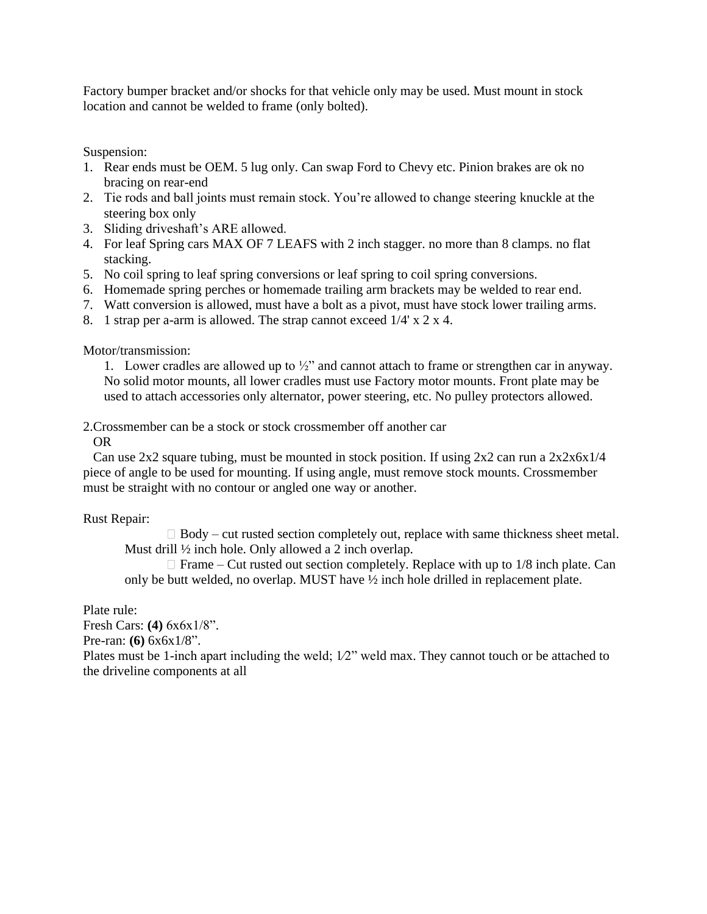Factory bumper bracket and/or shocks for that vehicle only may be used. Must mount in stock location and cannot be welded to frame (only bolted).

Suspension:

1. Rear ends must be OEM. 5 lug only. Can swap Ford to Chevy etc. Pinion brakes are ok no bracing on rear-end
2. Tie rods and ball joints must remain stock. You're allowed to change steering knuckle at the steering box only
3. Sliding driveshaft's ARE allowed.
4. For leaf Spring cars MAX OF 7 LEAFS with 2 inch stagger. no more than 8 clamps. no flat stacking.
5. No coil spring to leaf spring conversions or leaf spring to coil spring conversions.
6. Homemade spring perches or homemade trailing arm brackets may be welded to rear end.
7. Watt conversion is allowed, must have a bolt as a pivot, must have stock lower trailing arms.
8. 1 strap per a-arm is allowed. The strap cannot exceed 1/4' x 2 x 4.

Motor/transmission:

1. Lower cradles are allowed up to ½" and cannot attach to frame or strengthen car in anyway. No solid motor mounts, all lower cradles must use Factory motor mounts. Front plate may be used to attach accessories only alternator, power steering, etc. No pulley protectors allowed.

2.Crossmember can be a stock or stock crossmember off another car

OR

Can use 2x2 square tubing, must be mounted in stock position. If using 2x2 can run a 2x2x6x1/4 piece of angle to be used for mounting. If using angle, must remove stock mounts. Crossmember must be straight with no contour or angled one way or another.

Rust Repair:

- Body – cut rusted section completely out, replace with same thickness sheet metal. Must drill ½ inch hole. Only allowed a 2 inch overlap.
- Frame – Cut rusted out section completely. Replace with up to 1/8 inch plate. Can only be butt welded, no overlap. MUST have ½ inch hole drilled in replacement plate.

Plate rule:

Fresh Cars: **(4)** 6x6x1/8".

Pre-ran: **(6)** 6x6x1/8".

Plates must be 1-inch apart including the weld; 1⁄2" weld max. They cannot touch or be attached to the driveline components at all